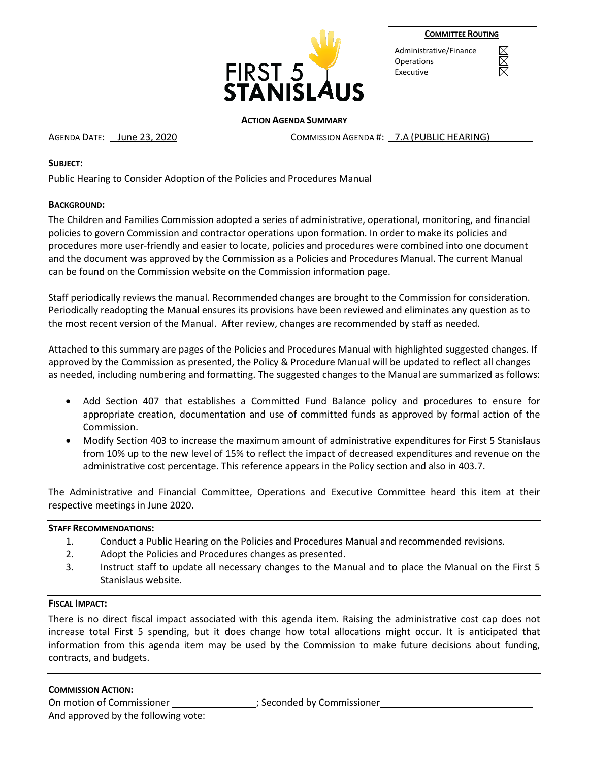FIRST 5 STANISLAUS

| COMMITTEE ROUTING | |
|---|---|
| Administrative/Finance | ☒ |
| Operations | ☒ |
| Executive | ☒ |

**ACTION AGENDA SUMMARY**

AGENDA DATE: June 23, 2020 COMMISSION AGENDA #: 7.A (PUBLIC HEARING)

**SUBJECT:**

Public Hearing to Consider Adoption of the Policies and Procedures Manual

**BACKGROUND:**

The Children and Families Commission adopted a series of administrative, operational, monitoring, and financial policies to govern Commission and contractor operations upon formation. In order to make its policies and procedures more user-friendly and easier to locate, policies and procedures were combined into one document and the document was approved by the Commission as a Policies and Procedures Manual. The current Manual can be found on the Commission website on the Commission information page.

Staff periodically reviews the manual. Recommended changes are brought to the Commission for consideration. Periodically readopting the Manual ensures its provisions have been reviewed and eliminates any question as to the most recent version of the Manual. After review, changes are recommended by staff as needed.

Attached to this summary are pages of the Policies and Procedures Manual with highlighted suggested changes. If approved by the Commission as presented, the Policy & Procedure Manual will be updated to reflect all changes as needed, including numbering and formatting. The suggested changes to the Manual are summarized as follows:

- Add Section 407 that establishes a Committed Fund Balance policy and procedures to ensure for appropriate creation, documentation and use of committed funds as approved by formal action of the Commission.
- Modify Section 403 to increase the maximum amount of administrative expenditures for First 5 Stanislaus from 10% up to the new level of 15% to reflect the impact of decreased expenditures and revenue on the administrative cost percentage. This reference appears in the Policy section and also in 403.7.

The Administrative and Financial Committee, Operations and Executive Committee heard this item at their respective meetings in June 2020.

**STAFF RECOMMENDATIONS:**

1. Conduct a Public Hearing on the Policies and Procedures Manual and recommended revisions.
2. Adopt the Policies and Procedures changes as presented.
3. Instruct staff to update all necessary changes to the Manual and to place the Manual on the First 5 Stanislaus website.

**FISCAL IMPACT:**

There is no direct fiscal impact associated with this agenda item. Raising the administrative cost cap does not increase total First 5 spending, but it does change how total allocations might occur. It is anticipated that information from this agenda item may be used by the Commission to make future decisions about funding, contracts, and budgets.

**COMMISSION ACTION:**

On motion of Commissioner \_\_\_\_\_\_\_\_\_\_\_\_\_\_\_\_; Seconded by Commissioner \_\_\_\_\_\_\_\_\_\_\_\_\_\_\_\_\_\_\_\_\_\_\_\_\_\_\_\_\_\_
And approved by the following vote: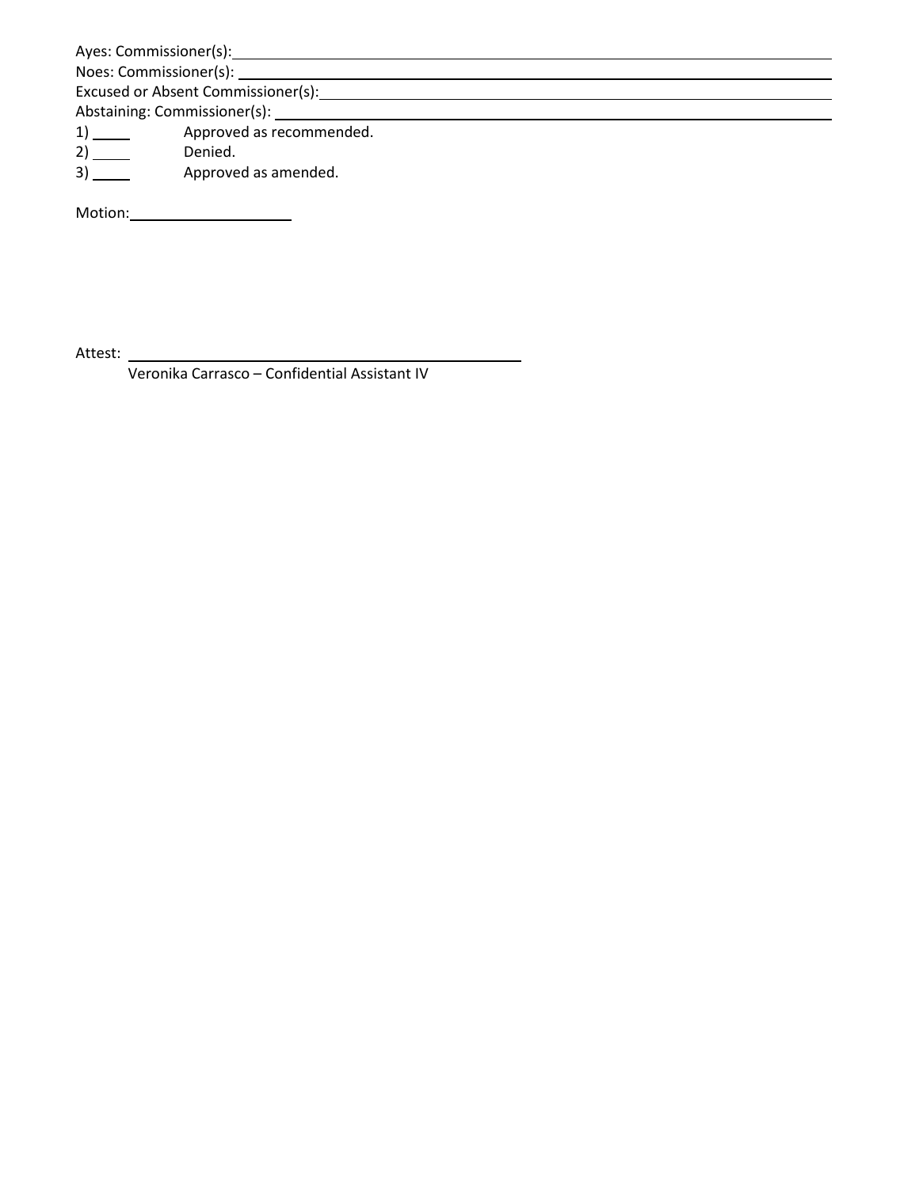Ayes: Commissioner(s): ____________________________________________

Noes: Commissioner(s): ____________________________________________

Excused or Absent Commissioner(s): ____________________________________________

Abstaining: Commissioner(s): ____________________________________________

1) _____ Approved as recommended.

2) _____ Denied.

3) _____ Approved as amended.

Motion: ____________________

Attest: ______________________________________

Veronika Carrasco – Confidential Assistant IV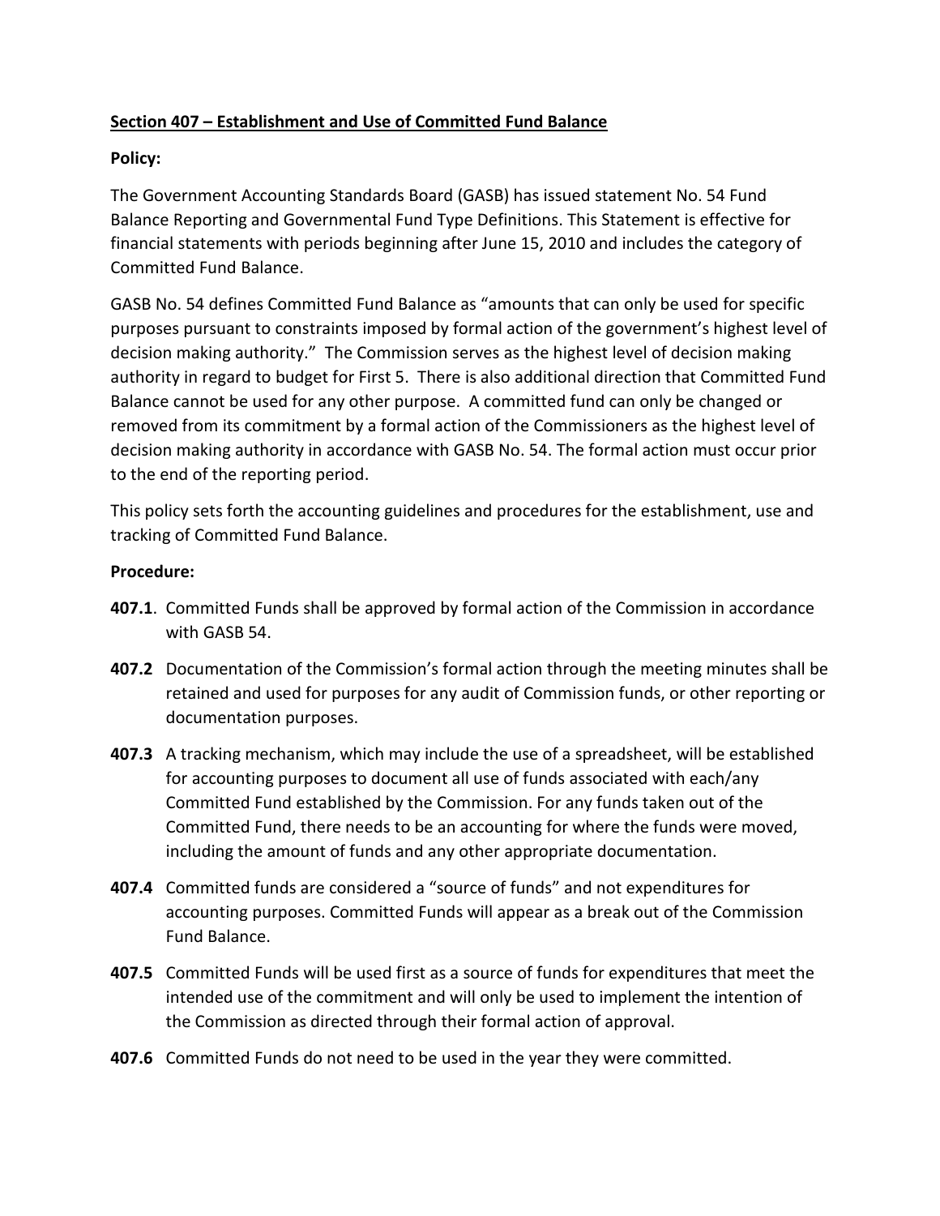**<u>Section 407 – Establishment and Use of Committed Fund Balance</u>**

**Policy:**

The Government Accounting Standards Board (GASB) has issued statement No. 54 Fund Balance Reporting and Governmental Fund Type Definitions. This Statement is effective for financial statements with periods beginning after June 15, 2010 and includes the category of Committed Fund Balance.

GASB No. 54 defines Committed Fund Balance as "amounts that can only be used for specific purposes pursuant to constraints imposed by formal action of the government's highest level of decision making authority." The Commission serves as the highest level of decision making authority in regard to budget for First 5. There is also additional direction that Committed Fund Balance cannot be used for any other purpose. A committed fund can only be changed or removed from its commitment by a formal action of the Commissioners as the highest level of decision making authority in accordance with GASB No. 54. The formal action must occur prior to the end of the reporting period.

This policy sets forth the accounting guidelines and procedures for the establishment, use and tracking of Committed Fund Balance.

**Procedure:**

**407.1**. Committed Funds shall be approved by formal action of the Commission in accordance with GASB 54.

**407.2** Documentation of the Commission's formal action through the meeting minutes shall be retained and used for purposes for any audit of Commission funds, or other reporting or documentation purposes.

**407.3** A tracking mechanism, which may include the use of a spreadsheet, will be established for accounting purposes to document all use of funds associated with each/any Committed Fund established by the Commission. For any funds taken out of the Committed Fund, there needs to be an accounting for where the funds were moved, including the amount of funds and any other appropriate documentation.

**407.4** Committed funds are considered a "source of funds" and not expenditures for accounting purposes. Committed Funds will appear as a break out of the Commission Fund Balance.

**407.5** Committed Funds will be used first as a source of funds for expenditures that meet the intended use of the commitment and will only be used to implement the intention of the Commission as directed through their formal action of approval.

**407.6** Committed Funds do not need to be used in the year they were committed.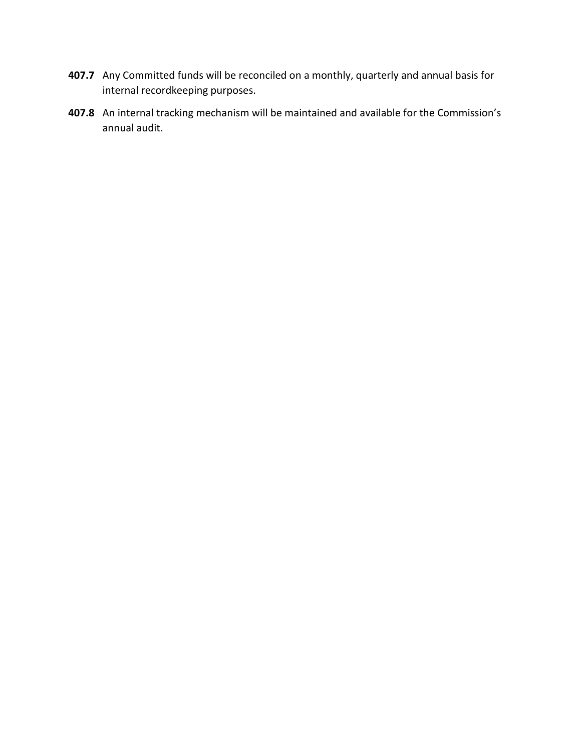**407.7** Any Committed funds will be reconciled on a monthly, quarterly and annual basis for internal recordkeeping purposes.

**407.8** An internal tracking mechanism will be maintained and available for the Commission's annual audit.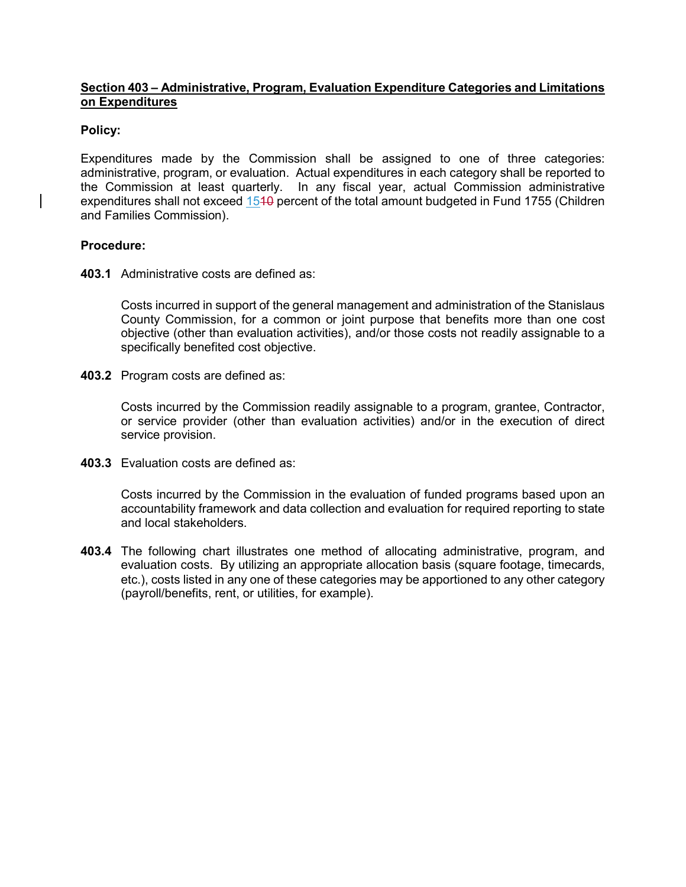**<u>Section 403 – Administrative, Program, Evaluation Expenditure Categories and Limitations on Expenditures</u>**

**Policy:**

Expenditures made by the Commission shall be assigned to one of three categories: administrative, program, or evaluation. Actual expenditures in each category shall be reported to the Commission at least quarterly. In any fiscal year, actual Commission administrative expenditures shall not exceed <u>15</u>~~10~~ percent of the total amount budgeted in Fund 1755 (Children and Families Commission).

**Procedure:**

**403.1** Administrative costs are defined as:

Costs incurred in support of the general management and administration of the Stanislaus County Commission, for a common or joint purpose that benefits more than one cost objective (other than evaluation activities), and/or those costs not readily assignable to a specifically benefited cost objective.

**403.2** Program costs are defined as:

Costs incurred by the Commission readily assignable to a program, grantee, Contractor, or service provider (other than evaluation activities) and/or in the execution of direct service provision.

**403.3** Evaluation costs are defined as:

Costs incurred by the Commission in the evaluation of funded programs based upon an accountability framework and data collection and evaluation for required reporting to state and local stakeholders.

**403.4** The following chart illustrates one method of allocating administrative, program, and evaluation costs. By utilizing an appropriate allocation basis (square footage, timecards, etc.), costs listed in any one of these categories may be apportioned to any other category (payroll/benefits, rent, or utilities, for example).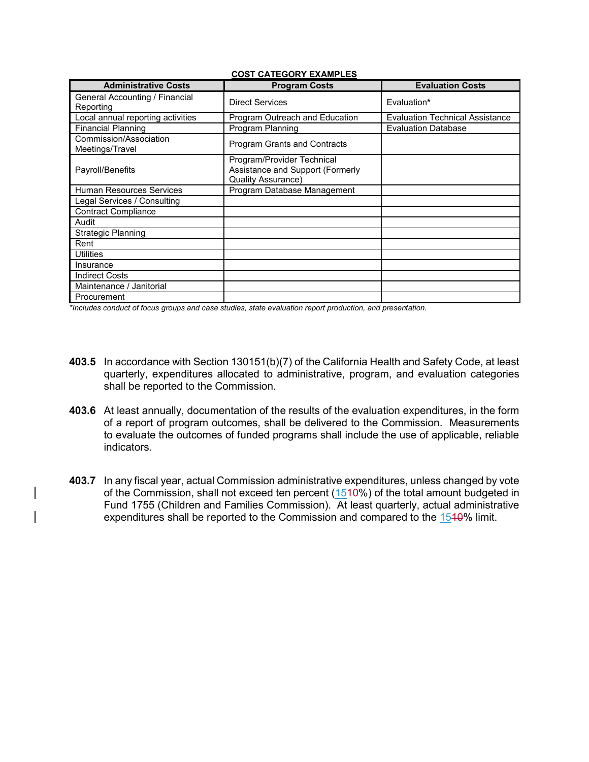**COST CATEGORY EXAMPLES**

| Administrative Costs | Program Costs | Evaluation Costs |
| --- | --- | --- |
| General Accounting / Financial Reporting | Direct Services | Evaluation* |
| Local annual reporting activities | Program Outreach and Education | Evaluation Technical Assistance |
| Financial Planning | Program Planning | Evaluation Database |
| Commission/Association Meetings/Travel | Program Grants and Contracts | |
| Payroll/Benefits | Program/Provider Technical Assistance and Support (Formerly Quality Assurance) | |
| Human Resources Services | Program Database Management | |
| Legal Services / Consulting | | |
| Contract Compliance | | |
| Audit | | |
| Strategic Planning | | |
| Rent | | |
| Utilities | | |
| Insurance | | |
| Indirect Costs | | |
| Maintenance / Janitorial | | |
| Procurement | | |

**Includes conduct of focus groups and case studies, state evaluation report production, and presentation.*

**403.5** In accordance with Section 130151(b)(7) of the California Health and Safety Code, at least quarterly, expenditures allocated to administrative, program, and evaluation categories shall be reported to the Commission.

**403.6** At least annually, documentation of the results of the evaluation expenditures, in the form of a report of program outcomes, shall be delivered to the Commission. Measurements to evaluate the outcomes of funded programs shall include the use of applicable, reliable indicators.

**403.7** In any fiscal year, actual Commission administrative expenditures, unless changed by vote of the Commission, shall not exceed ten percent (15~~10~~%) of the total amount budgeted in Fund 1755 (Children and Families Commission). At least quarterly, actual administrative expenditures shall be reported to the Commission and compared to the 15~~10~~% limit.